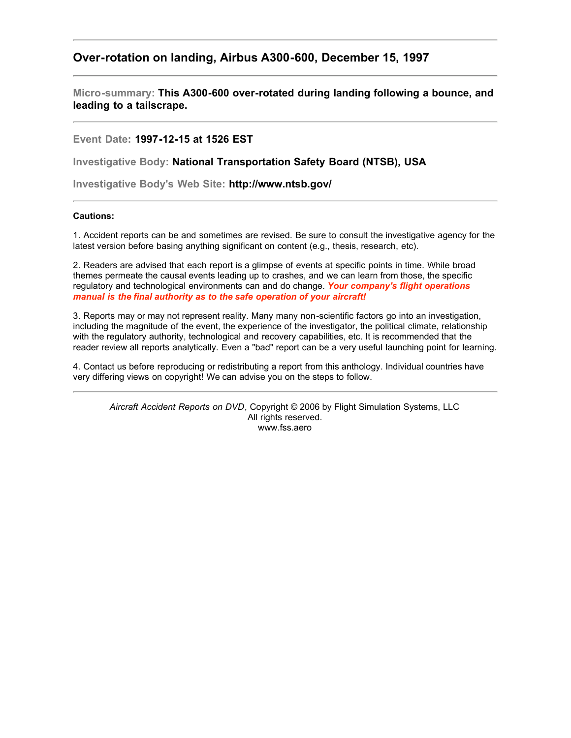## Over-rotation on landing, Airbus A300-600, December 15, 1997

---

**Micro-summary:** **This A300-600 over-rotated during landing following a bounce, and leading to a tailscrape.**

---

**Event Date:** **1997-12-15 at 1526 EST**

**Investigative Body:** **National Transportation Safety Board (NTSB), USA**

**Investigative Body's Web Site:** **http://www.ntsb.gov/**

---

**Cautions:**

1. Accident reports can be and sometimes are revised. Be sure to consult the investigative agency for the latest version before basing anything significant on content (e.g., thesis, research, etc).

2. Readers are advised that each report is a glimpse of events at specific points in time. While broad themes permeate the causal events leading up to crashes, and we can learn from those, the specific regulatory and technological environments can and do change. ***Your company's flight operations manual is the final authority as to the safe operation of your aircraft!***

3. Reports may or may not represent reality. Many many non-scientific factors go into an investigation, including the magnitude of the event, the experience of the investigator, the political climate, relationship with the regulatory authority, technological and recovery capabilities, etc. It is recommended that the reader review all reports analytically. Even a "bad" report can be a very useful launching point for learning.

4. Contact us before reproducing or redistributing a report from this anthology. Individual countries have very differing views on copyright! We can advise you on the steps to follow.

---

*Aircraft Accident Reports on DVD*, Copyright © 2006 by Flight Simulation Systems, LLC
All rights reserved.
www.fss.aero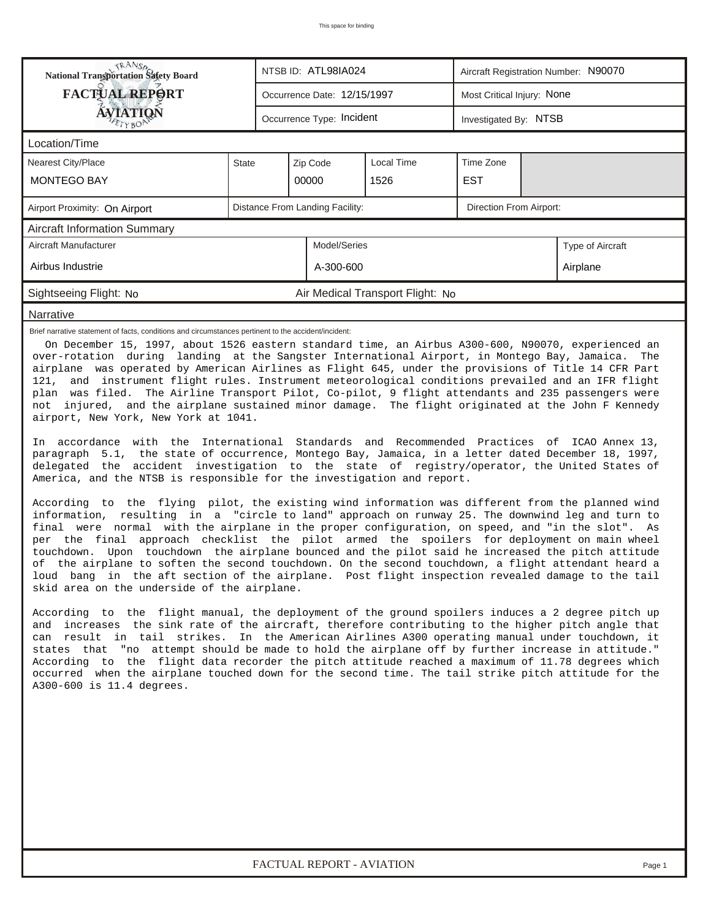**National Transportation Safety Board**
**FACTUAL REPORT**
**AVIATION**

| | | |
|---|---|---|
| NTSB ID: ATL98IA024 | | Aircraft Registration Number: N90070 |
| Occurrence Date: 12/15/1997 | | Most Critical Injury: None |
| Occurrence Type: Incident | | Investigated By: NTSB |

## Location/Time

| Nearest City/Place | State | Zip Code | Local Time | Time Zone |
|---|---|---|---|---|
| MONTEGO BAY | | 00000 | 1526 | EST |

| Airport Proximity: On Airport | Distance From Landing Facility: | Direction From Airport: |
|---|---|---|

## Aircraft Information Summary

| Aircraft Manufacturer | Model/Series | Type of Aircraft |
|---|---|---|
| Airbus Industrie | A-300-600 | Airplane |

Sightseeing Flight: No Air Medical Transport Flight: No

## Narrative

Brief narrative statement of facts, conditions and circumstances pertinent to the accident/incident:

On December 15, 1997, about 1526 eastern standard time, an Airbus A300-600, N90070, experienced an over-rotation during landing at the Sangster International Airport, in Montego Bay, Jamaica. The airplane was operated by American Airlines as Flight 645, under the provisions of Title 14 CFR Part 121, and instrument flight rules. Instrument meteorological conditions prevailed and an IFR flight plan was filed. The Airline Transport Pilot, Co-pilot, 9 flight attendants and 235 passengers were not injured, and the airplane sustained minor damage. The flight originated at the John F Kennedy airport, New York, New York at 1041.

In accordance with the International Standards and Recommended Practices of ICAO Annex 13, paragraph 5.1, the state of occurrence, Montego Bay, Jamaica, in a letter dated December 18, 1997, delegated the accident investigation to the state of registry/operator, the United States of America, and the NTSB is responsible for the investigation and report.

According to the flying pilot, the existing wind information was different from the planned wind information, resulting in a "circle to land" approach on runway 25. The downwind leg and turn to final were normal with the airplane in the proper configuration, on speed, and "in the slot". As per the final approach checklist the pilot armed the spoilers for deployment on main wheel touchdown. Upon touchdown the airplane bounced and the pilot said he increased the pitch attitude of the airplane to soften the second touchdown. On the second touchdown, a flight attendant heard a loud bang in the aft section of the airplane. Post flight inspection revealed damage to the tail skid area on the underside of the airplane.

According to the flight manual, the deployment of the ground spoilers induces a 2 degree pitch up and increases the sink rate of the aircraft, therefore contributing to the higher pitch angle that can result in tail strikes. In the American Airlines A300 operating manual under touchdown, it states that "no attempt should be made to hold the airplane off by further increase in attitude." According to the flight data recorder the pitch attitude reached a maximum of 11.78 degrees which occurred when the airplane touched down for the second time. The tail strike pitch attitude for the A300-600 is 11.4 degrees.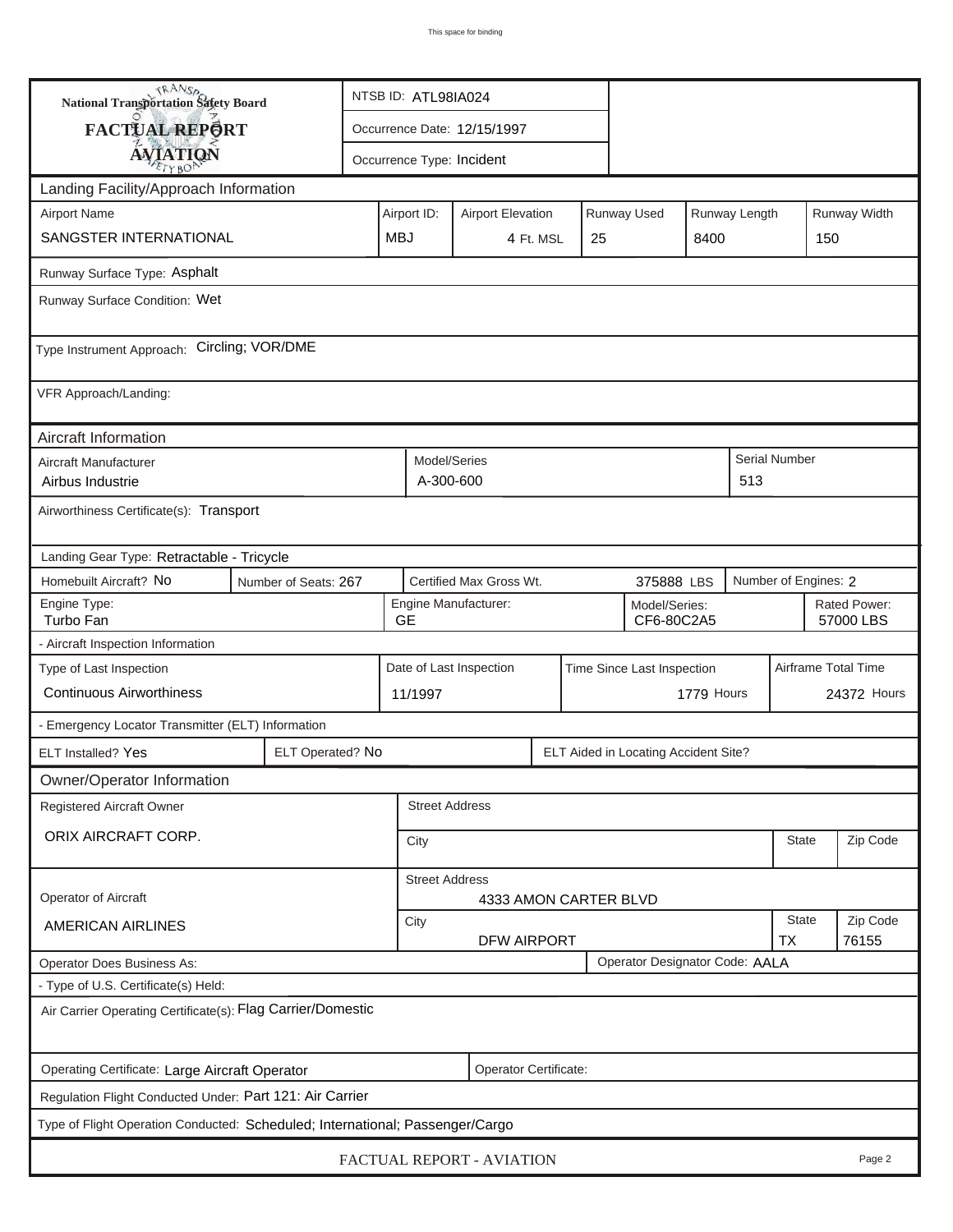This space for binding

**National Transportation Safety Board**

# FACTUAL REPORT
## AVIATION

NTSB ID: ATL98IA024

Occurrence Date: 12/15/1997

Occurrence Type: Incident

## Landing Facility/Approach Information

| Airport Name | Airport ID: | Airport Elevation | Runway Used | Runway Length | Runway Width |
|---|---|---|---|---|---|
| SANGSTER INTERNATIONAL | MBJ | 4 Ft. MSL | 25 | 8400 | 150 |

Runway Surface Type: Asphalt

Runway Surface Condition: Wet

Type Instrument Approach: Circling; VOR/DME

VFR Approach/Landing:

## Aircraft Information

| Aircraft Manufacturer | Model/Series | Serial Number |
|---|---|---|
| Airbus Industrie | A-300-600 | 513 |

Airworthiness Certificate(s): Transport

Landing Gear Type: Retractable - Tricycle

| Homebuilt Aircraft? | Number of Seats: | Certified Max Gross Wt. | Number of Engines: |
|---|---|---|---|
| No | 267 | 375888 LBS | 2 |

| Engine Type: | Engine Manufacturer: | Model/Series: | Rated Power: |
|---|---|---|---|
| Turbo Fan | GE | CF6-80C2A5 | 57000 LBS |

- Aircraft Inspection Information

| Type of Last Inspection | Date of Last Inspection | Time Since Last Inspection | Airframe Total Time |
|---|---|---|---|
| Continuous Airworthiness | 11/1997 | 1779 Hours | 24372 Hours |

- Emergency Locator Transmitter (ELT) Information

| ELT Installed? | ELT Operated? | ELT Aided in Locating Accident Site? |
|---|---|---|
| Yes | No | |

## Owner/Operator Information

| Registered Aircraft Owner | Street Address | City | State | Zip Code |
|---|---|---|---|---|
| ORIX AIRCRAFT CORP. | | | | |

| Operator of Aircraft | Street Address | City | State | Zip Code |
|---|---|---|---|---|
| AMERICAN AIRLINES | 4333 AMON CARTER BLVD | DFW AIRPORT | TX | 76155 |

Operator Does Business As:

Operator Designator Code: AALA

- Type of U.S. Certificate(s) Held:

Air Carrier Operating Certificate(s): Flag Carrier/Domestic

Operating Certificate: Large Aircraft Operator

Operator Certificate:

Regulation Flight Conducted Under: Part 121: Air Carrier

Type of Flight Operation Conducted: Scheduled; International; Passenger/Cargo

FACTUAL REPORT - AVIATION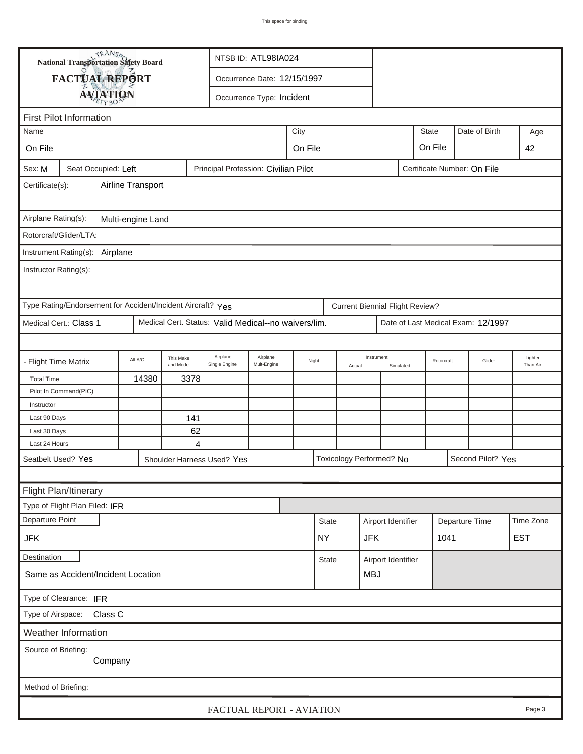This space for binding

**National Transportation Safety Board**

# FACTUAL REPORT
## AVIATION

NTSB ID: ATL98IA024

Occurrence Date: 12/15/1997

Occurrence Type: Incident

## First Pilot Information

| Name | City | State | Date of Birth | Age |
|---|---|---|---|---|
| On File | On File | On File | | 42 |

Sex: M | Seat Occupied: Left | Principal Profession: Civilian Pilot | Certificate Number: On File

Certificate(s): Airline Transport

Airplane Rating(s): Multi-engine Land

Rotorcraft/Glider/LTA:

Instrument Rating(s): Airplane

Instructor Rating(s):

Type Rating/Endorsement for Accident/Incident Aircraft? Yes | Current Biennial Flight Review?

Medical Cert.: Class 1 | Medical Cert. Status: Valid Medical--no waivers/lim. | Date of Last Medical Exam: 12/1997

| - Flight Time Matrix | All A/C | This Make and Model | Airplane Single Engine | Airplane Mult-Engine | Night | Instrument Actual | Instrument Simulated | Rotorcraft | Glider | Lighter Than Air |
|---|---|---|---|---|---|---|---|---|---|---|
| Total Time | 14380 | 3378 | | | | | | | | |
| Pilot In Command(PIC) | | | | | | | | | | |
| Instructor | | | | | | | | | | |
| Last 90 Days | | 141 | | | | | | | | |
| Last 30 Days | | 62 | | | | | | | | |
| Last 24 Hours | | 4 | | | | | | | | |

Seatbelt Used? Yes | Shoulder Harness Used? Yes | Toxicology Performed? No | Second Pilot? Yes

## Flight Plan/Itinerary

Type of Flight Plan Filed: IFR

| Departure Point | State | Airport Identifier | Departure Time | Time Zone |
|---|---|---|---|---|
| JFK | NY | JFK | 1041 | EST |

| Destination | State | Airport Identifier |
|---|---|---|
| Same as Accident/Incident Location | | MBJ |

Type of Clearance: IFR

Type of Airspace: Class C

## Weather Information

Source of Briefing: Company

Method of Briefing:

FACTUAL REPORT - AVIATION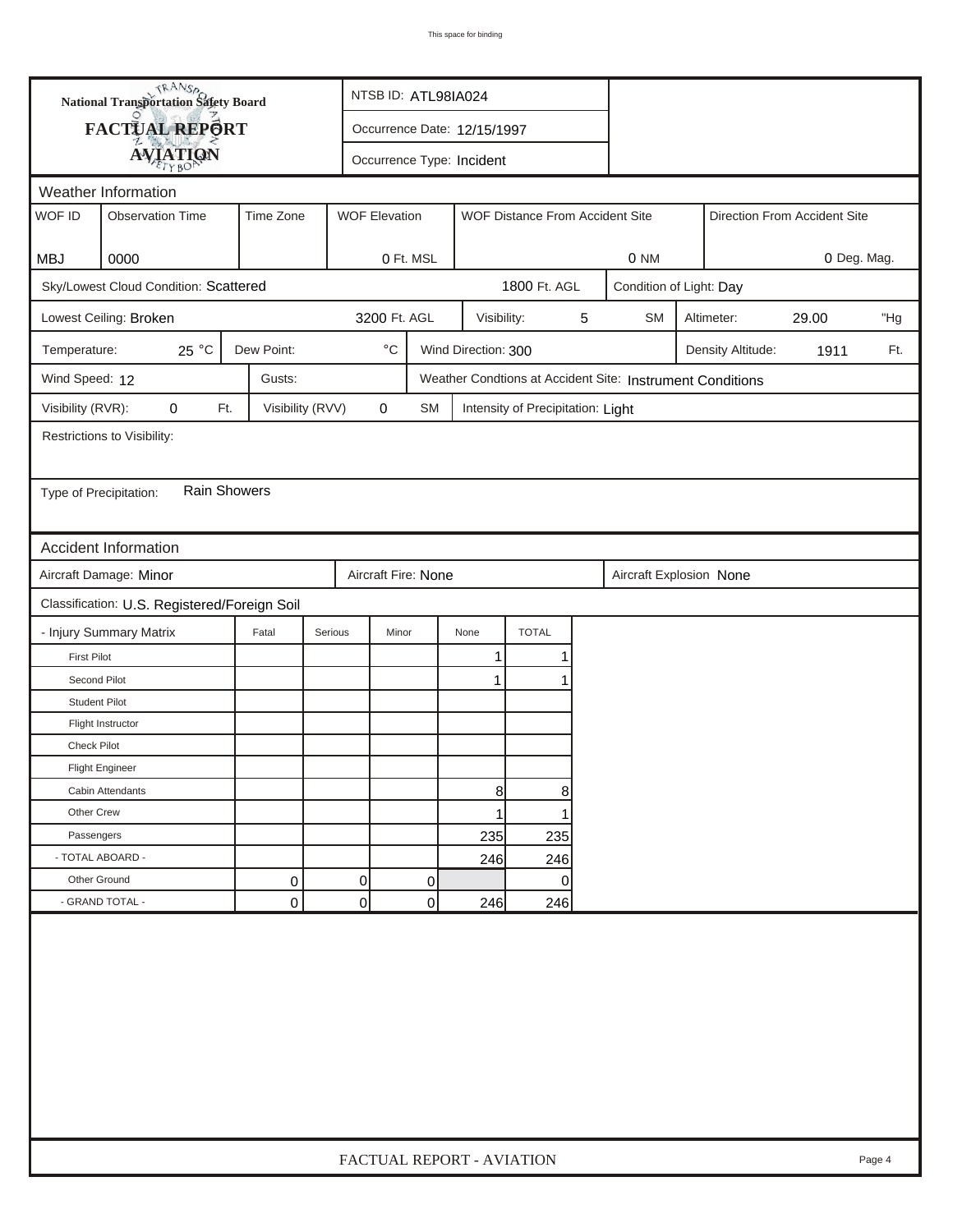# National Transportation Safety Board
## FACTUAL REPORT
## AVIATION

NTSB ID: ATL98IA024

Occurrence Date: 12/15/1997

Occurrence Type: Incident

### Weather Information

| WOF ID | Observation Time | Time Zone | WOF Elevation | WOF Distance From Accident Site | Direction From Accident Site |
|---|---|---|---|---|---|
| MBJ | 0000 | | 0 Ft. MSL | 0 NM | 0 Deg. Mag. |

Sky/Lowest Cloud Condition: Scattered — 1800 Ft. AGL

Condition of Light: Day

Lowest Ceiling: Broken — 3200 Ft. AGL

Visibility: 5 SM

Altimeter: 29.00 "Hg

Temperature: 25 °C

Dew Point: °C

Wind Direction: 300

Density Altitude: 1911 Ft.

Wind Speed: 12

Gusts:

Weather Condtions at Accident Site: Instrument Conditions

Visibility (RVR): 0 Ft.

Visibility (RVV) 0 SM

Intensity of Precipitation: Light

Restrictions to Visibility:

Type of Precipitation: Rain Showers

### Accident Information

Aircraft Damage: Minor

Aircraft Fire: None

Aircraft Explosion None

Classification: U.S. Registered/Foreign Soil

| - Injury Summary Matrix | Fatal | Serious | Minor | None | TOTAL |
|---|---|---|---|---|---|
| First Pilot | | | | 1 | 1 |
| Second Pilot | | | | 1 | 1 |
| Student Pilot | | | | | |
| Flight Instructor | | | | | |
| Check Pilot | | | | | |
| Flight Engineer | | | | | |
| Cabin Attendants | | | | 8 | 8 |
| Other Crew | | | | 1 | 1 |
| Passengers | | | | 235 | 235 |
| - TOTAL ABOARD - | | | | 246 | 246 |
| Other Ground | 0 | 0 | 0 | | 0 |
| - GRAND TOTAL - | 0 | 0 | 0 | 246 | 246 |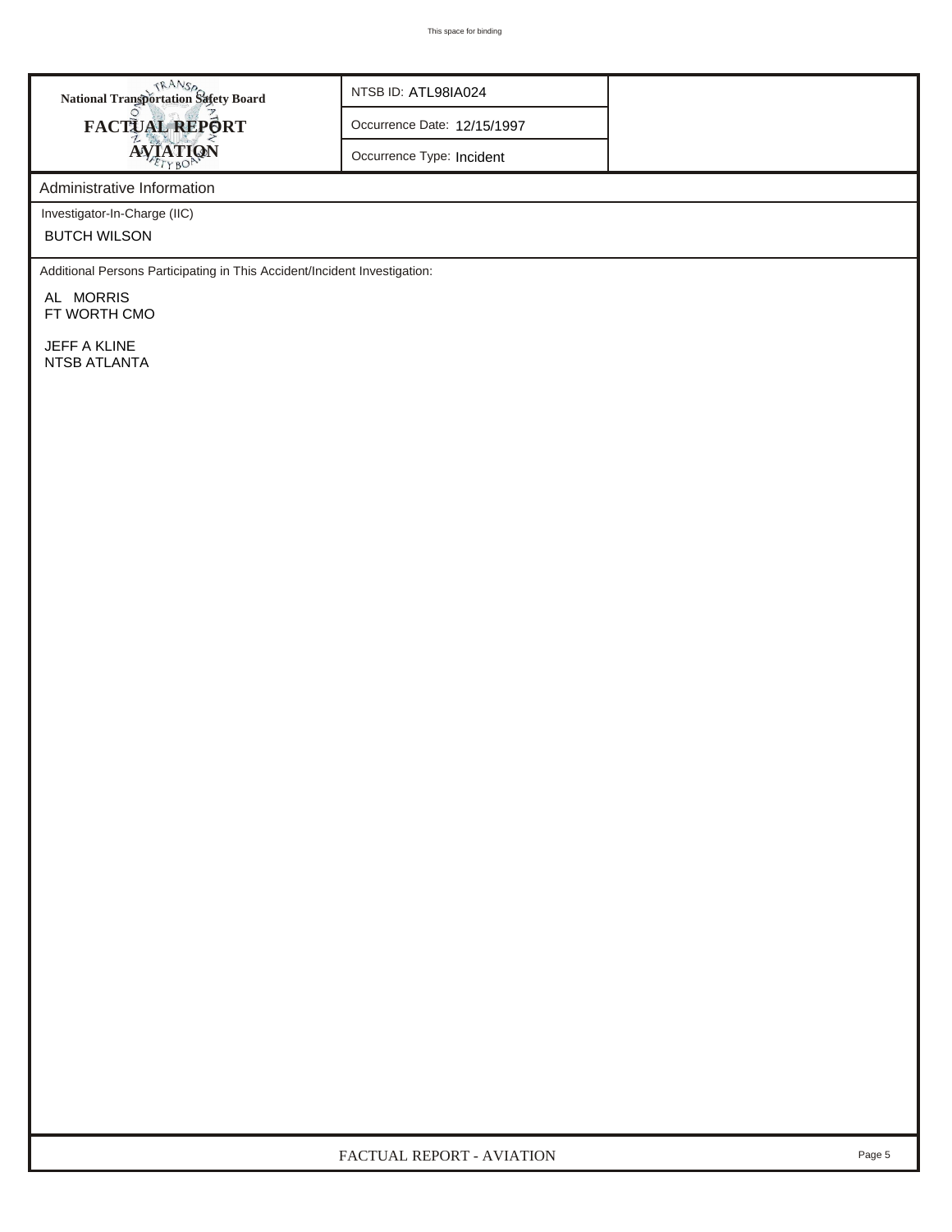**National Transportation Safety Board**
**FACTUAL REPORT**
**AVIATION**

| | |
|---|---|
| NTSB ID: ATL98IA024 | |
| Occurrence Date: 12/15/1997 | |
| Occurrence Type: Incident | |

## Administrative Information

Investigator-In-Charge (IIC)

BUTCH WILSON

Additional Persons Participating in This Accident/Incident Investigation:

AL MORRIS
FT WORTH CMO

JEFF A KLINE
NTSB ATLANTA